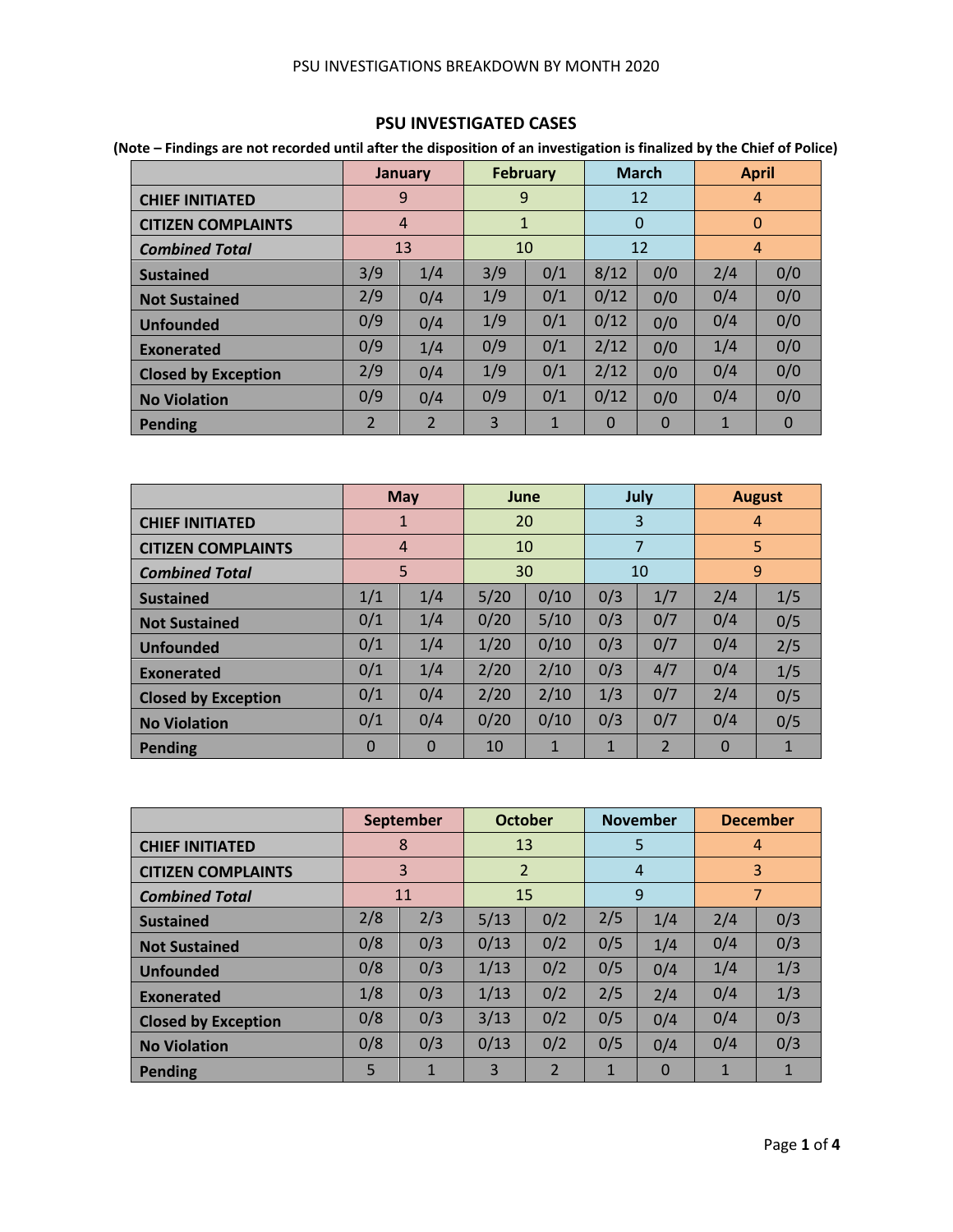# PSU INVESTIGATIONS BREAKDOWN BY MONTH 2020

## PSU INVESTIGATED CASES

**(Note – Findings are not recorded until after the disposition of an investigation is finalized by the Chief of Police)**

| | January | | February | | March | | April | |
|---|---|---|---|---|---|---|---|---|
| **CHIEF INITIATED** | 9 | | 9 | | 12 | | 4 | |
| **CITIZEN COMPLAINTS** | 4 | | 1 | | 0 | | 0 | |
| ***Combined Total*** | 13 | | 10 | | 12 | | 4 | |
| **Sustained** | 3/9 | 1/4 | 3/9 | 0/1 | 8/12 | 0/0 | 2/4 | 0/0 |
| **Not Sustained** | 2/9 | 0/4 | 1/9 | 0/1 | 0/12 | 0/0 | 0/4 | 0/0 |
| **Unfounded** | 0/9 | 0/4 | 1/9 | 0/1 | 0/12 | 0/0 | 0/4 | 0/0 |
| **Exonerated** | 0/9 | 1/4 | 0/9 | 0/1 | 2/12 | 0/0 | 1/4 | 0/0 |
| **Closed by Exception** | 2/9 | 0/4 | 1/9 | 0/1 | 2/12 | 0/0 | 0/4 | 0/0 |
| **No Violation** | 0/9 | 0/4 | 0/9 | 0/1 | 0/12 | 0/0 | 0/4 | 0/0 |
| **Pending** | 2 | 2 | 3 | 1 | 0 | 0 | 1 | 0 |

| | May | | June | | July | | August | |
|---|---|---|---|---|---|---|---|---|
| **CHIEF INITIATED** | 1 | | 20 | | 3 | | 4 | |
| **CITIZEN COMPLAINTS** | 4 | | 10 | | 7 | | 5 | |
| ***Combined Total*** | 5 | | 30 | | 10 | | 9 | |
| **Sustained** | 1/1 | 1/4 | 5/20 | 0/10 | 0/3 | 1/7 | 2/4 | 1/5 |
| **Not Sustained** | 0/1 | 1/4 | 0/20 | 5/10 | 0/3 | 0/7 | 0/4 | 0/5 |
| **Unfounded** | 0/1 | 1/4 | 1/20 | 0/10 | 0/3 | 0/7 | 0/4 | 2/5 |
| **Exonerated** | 0/1 | 1/4 | 2/20 | 2/10 | 0/3 | 4/7 | 0/4 | 1/5 |
| **Closed by Exception** | 0/1 | 0/4 | 2/20 | 2/10 | 1/3 | 0/7 | 2/4 | 0/5 |
| **No Violation** | 0/1 | 0/4 | 0/20 | 0/10 | 0/3 | 0/7 | 0/4 | 0/5 |
| **Pending** | 0 | 0 | 10 | 1 | 1 | 2 | 0 | 1 |

| | September | | October | | November | | December | |
|---|---|---|---|---|---|---|---|---|
| **CHIEF INITIATED** | 8 | | 13 | | 5 | | 4 | |
| **CITIZEN COMPLAINTS** | 3 | | 2 | | 4 | | 3 | |
| ***Combined Total*** | 11 | | 15 | | 9 | | 7 | |
| **Sustained** | 2/8 | 2/3 | 5/13 | 0/2 | 2/5 | 1/4 | 2/4 | 0/3 |
| **Not Sustained** | 0/8 | 0/3 | 0/13 | 0/2 | 0/5 | 1/4 | 0/4 | 0/3 |
| **Unfounded** | 0/8 | 0/3 | 1/13 | 0/2 | 0/5 | 0/4 | 1/4 | 1/3 |
| **Exonerated** | 1/8 | 0/3 | 1/13 | 0/2 | 2/5 | 2/4 | 0/4 | 1/3 |
| **Closed by Exception** | 0/8 | 0/3 | 3/13 | 0/2 | 0/5 | 0/4 | 0/4 | 0/3 |
| **No Violation** | 0/8 | 0/3 | 0/13 | 0/2 | 0/5 | 0/4 | 0/4 | 0/3 |
| **Pending** | 5 | 1 | 3 | 2 | 1 | 0 | 1 | 1 |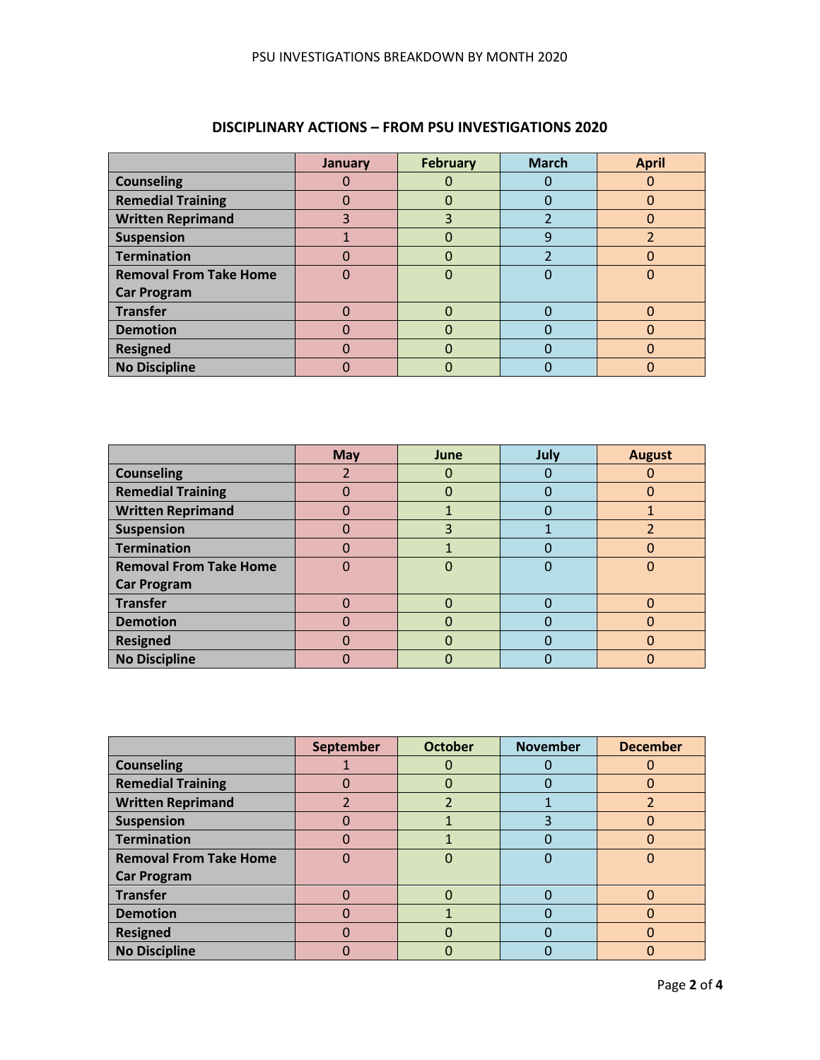## DISCIPLINARY ACTIONS – FROM PSU INVESTIGATIONS 2020

| | January | February | March | April |
|---|---|---|---|---|
| **Counseling** | 0 | 0 | 0 | 0 |
| **Remedial Training** | 0 | 0 | 0 | 0 |
| **Written Reprimand** | 3 | 3 | 2 | 0 |
| **Suspension** | 1 | 0 | 9 | 2 |
| **Termination** | 0 | 0 | 2 | 0 |
| **Removal From Take Home Car Program** | 0 | 0 | 0 | 0 |
| **Transfer** | 0 | 0 | 0 | 0 |
| **Demotion** | 0 | 0 | 0 | 0 |
| **Resigned** | 0 | 0 | 0 | 0 |
| **No Discipline** | 0 | 0 | 0 | 0 |

| | May | June | July | August |
|---|---|---|---|---|
| **Counseling** | 2 | 0 | 0 | 0 |
| **Remedial Training** | 0 | 0 | 0 | 0 |
| **Written Reprimand** | 0 | 1 | 0 | 1 |
| **Suspension** | 0 | 3 | 1 | 2 |
| **Termination** | 0 | 1 | 0 | 0 |
| **Removal From Take Home Car Program** | 0 | 0 | 0 | 0 |
| **Transfer** | 0 | 0 | 0 | 0 |
| **Demotion** | 0 | 0 | 0 | 0 |
| **Resigned** | 0 | 0 | 0 | 0 |
| **No Discipline** | 0 | 0 | 0 | 0 |

| | September | October | November | December |
|---|---|---|---|---|
| **Counseling** | 1 | 0 | 0 | 0 |
| **Remedial Training** | 0 | 0 | 0 | 0 |
| **Written Reprimand** | 2 | 2 | 1 | 2 |
| **Suspension** | 0 | 1 | 3 | 0 |
| **Termination** | 0 | 1 | 0 | 0 |
| **Removal From Take Home Car Program** | 0 | 0 | 0 | 0 |
| **Transfer** | 0 | 0 | 0 | 0 |
| **Demotion** | 0 | 1 | 0 | 0 |
| **Resigned** | 0 | 0 | 0 | 0 |
| **No Discipline** | 0 | 0 | 0 | 0 |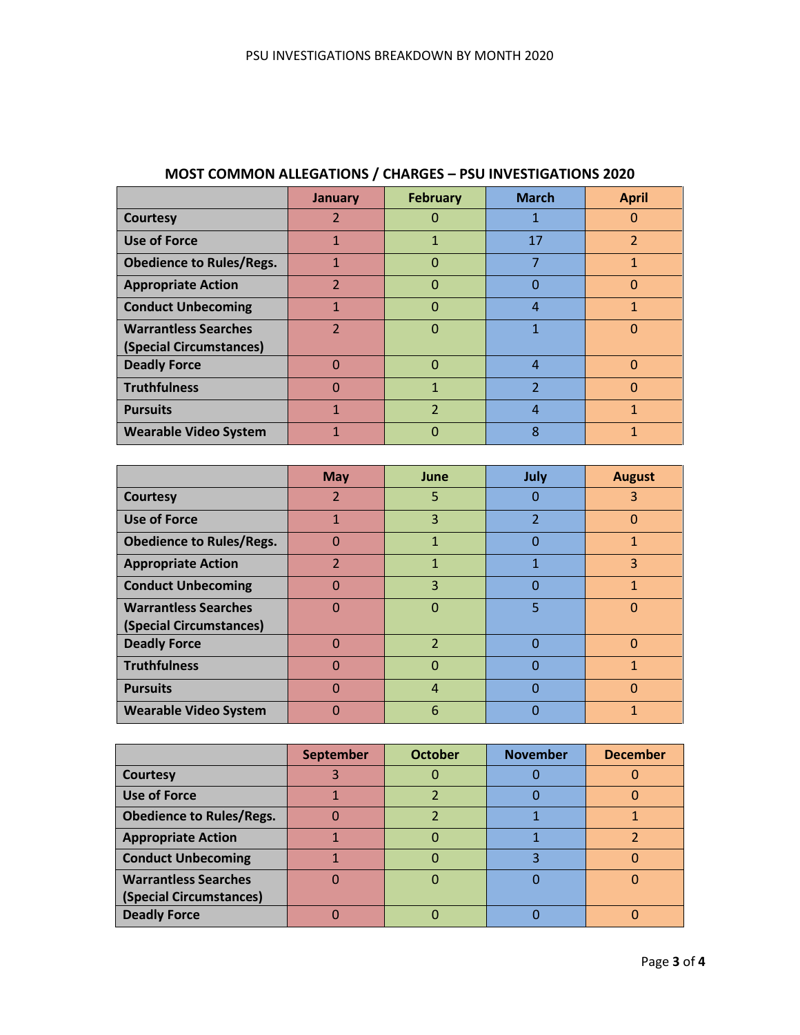## MOST COMMON ALLEGATIONS / CHARGES – PSU INVESTIGATIONS 2020

| | January | February | March | April |
|---|---|---|---|---|
| **Courtesy** | 2 | 0 | 1 | 0 |
| **Use of Force** | 1 | 1 | 17 | 2 |
| **Obedience to Rules/Regs.** | 1 | 0 | 7 | 1 |
| **Appropriate Action** | 2 | 0 | 0 | 0 |
| **Conduct Unbecoming** | 1 | 0 | 4 | 1 |
| **Warrantless Searches (Special Circumstances)** | 2 | 0 | 1 | 0 |
| **Deadly Force** | 0 | 0 | 4 | 0 |
| **Truthfulness** | 0 | 1 | 2 | 0 |
| **Pursuits** | 1 | 2 | 4 | 1 |
| **Wearable Video System** | 1 | 0 | 8 | 1 |

| | May | June | July | August |
|---|---|---|---|---|
| **Courtesy** | 2 | 5 | 0 | 3 |
| **Use of Force** | 1 | 3 | 2 | 0 |
| **Obedience to Rules/Regs.** | 0 | 1 | 0 | 1 |
| **Appropriate Action** | 2 | 1 | 1 | 3 |
| **Conduct Unbecoming** | 0 | 3 | 0 | 1 |
| **Warrantless Searches (Special Circumstances)** | 0 | 0 | 5 | 0 |
| **Deadly Force** | 0 | 2 | 0 | 0 |
| **Truthfulness** | 0 | 0 | 0 | 1 |
| **Pursuits** | 0 | 4 | 0 | 0 |
| **Wearable Video System** | 0 | 6 | 0 | 1 |

| | September | October | November | December |
|---|---|---|---|---|
| **Courtesy** | 3 | 0 | 0 | 0 |
| **Use of Force** | 1 | 2 | 0 | 0 |
| **Obedience to Rules/Regs.** | 0 | 2 | 1 | 1 |
| **Appropriate Action** | 1 | 0 | 1 | 2 |
| **Conduct Unbecoming** | 1 | 0 | 3 | 0 |
| **Warrantless Searches (Special Circumstances)** | 0 | 0 | 0 | 0 |
| **Deadly Force** | 0 | 0 | 0 | 0 |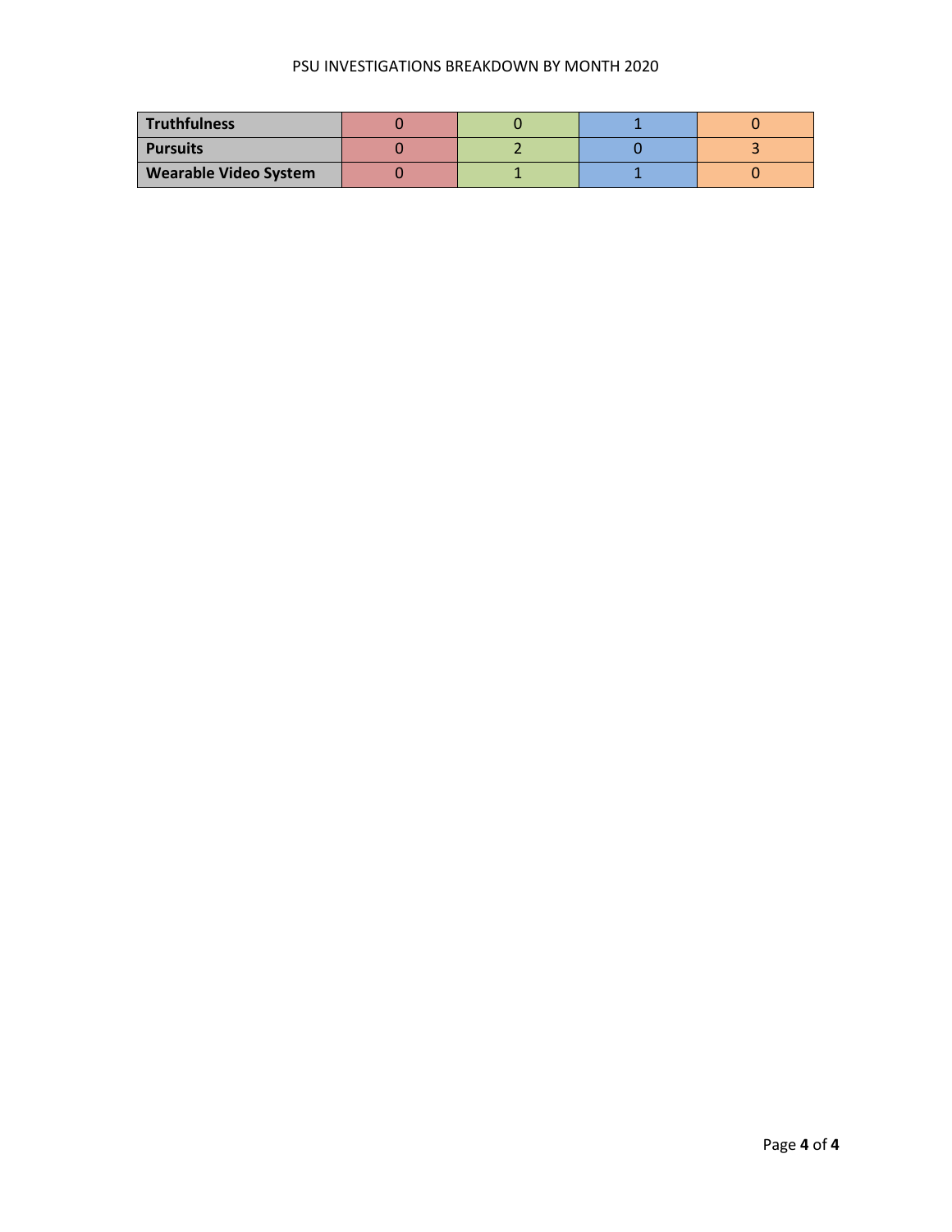| | | | | |
|---|---|---|---|---|
| **Truthfulness** | 0 | 0 | 1 | 0 |
| **Pursuits** | 0 | 2 | 0 | 3 |
| **Wearable Video System** | 0 | 1 | 1 | 0 |